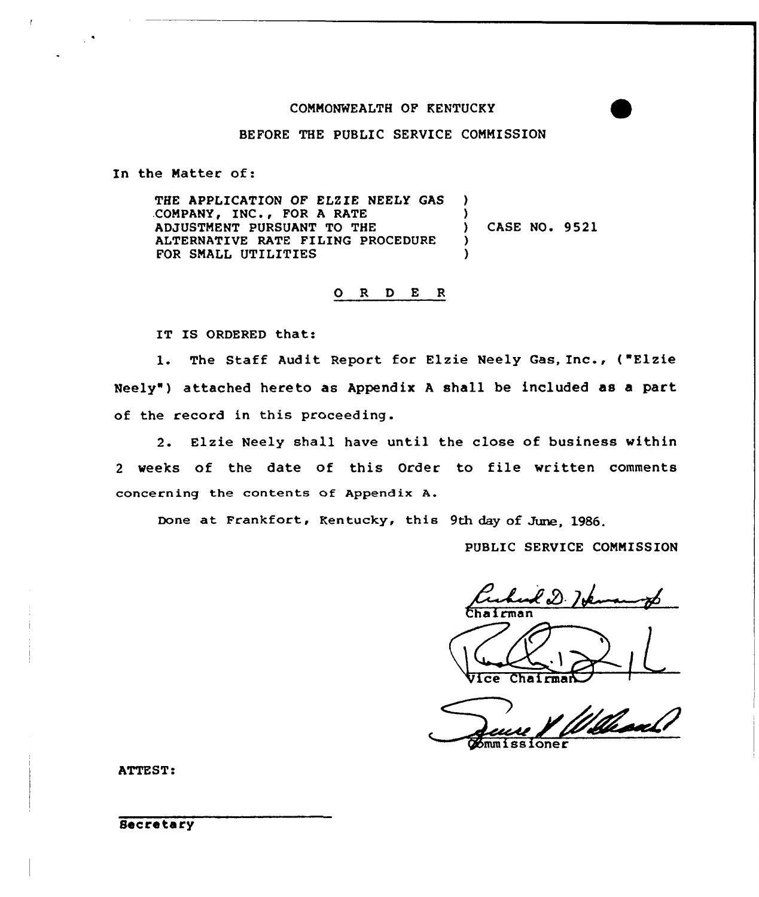COMMONWEALTH OF KENTUCKY

BEFORE THE PUBLIC SERVICE COMMISSION

In the Matter of:

THE APPLICATION OF ELZIE NEELY GAS COMPANY, INC., FOR A RATE ADJUSTMENT PURSUANT TO THE ALTERNATIVE RATE FILING PROCEDURE FOR SMALL UTILITIES ) CASE NO. 9521

## O R D E R

IT IS ORDERED that:

1. The Staff Audit Report for Elzie Neely Gas, Inc., ("Elzie Neely") attached hereto as Appendix A shall be included as a part of the record in this proceeding.

2. Elzie Neely shall have until the close of business within 2 weeks of the date of this Order to file written comments concerning the contents of Appendix A.

Done at Frankfort, Kentucky, this 9th day of June, 1986.

PUBLIC SERVICE COMMISSION

Chairman

Vice Chairman

Commissioner

ATTEST:

Secretary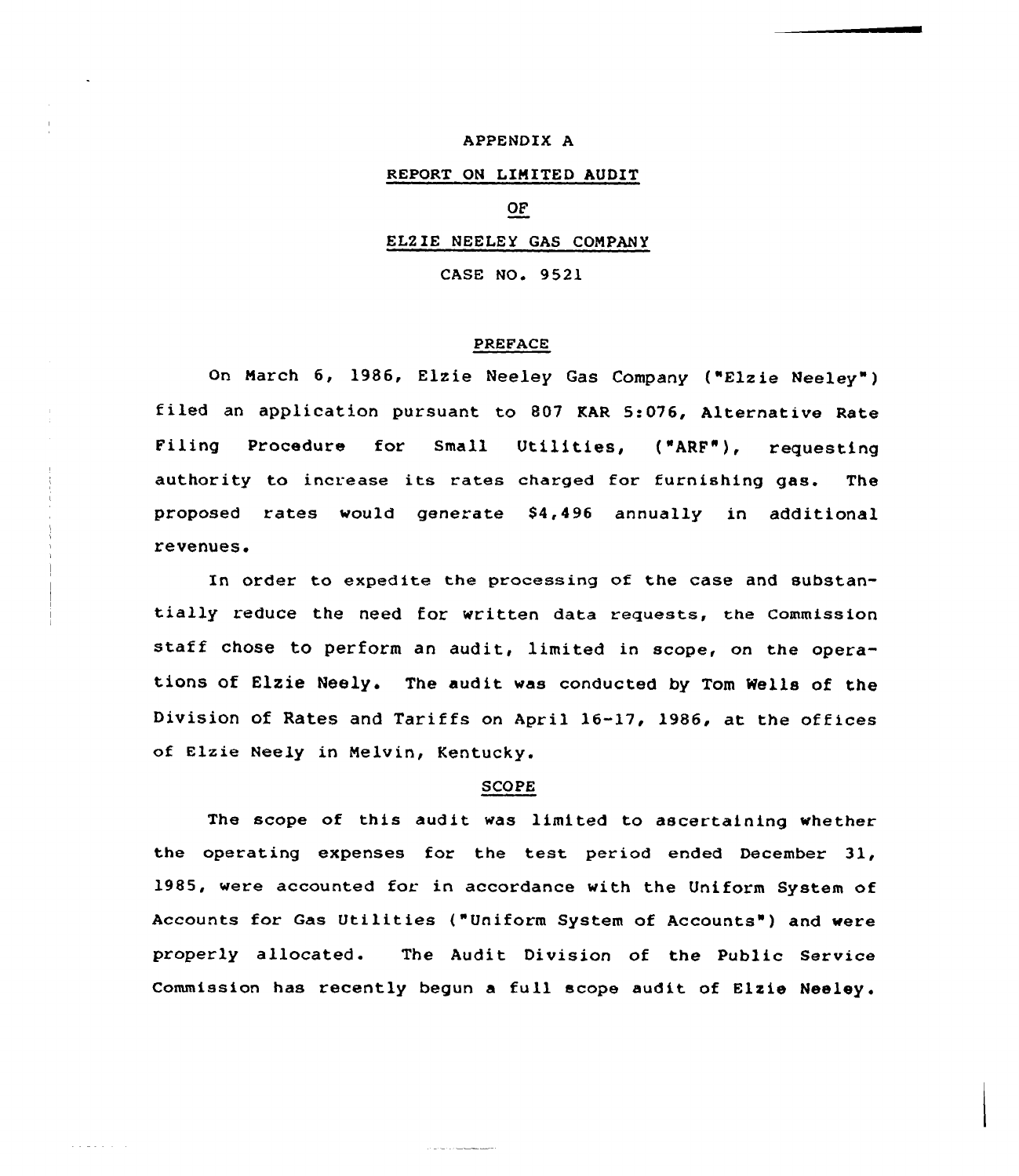APPENDIX A

REPORT ON LIMITED AUDIT

OF

ELZIE NEELEY GAS COMPANY

CASE NO. 9521

## PREFACE

On March 6, 1986, Elzie Neeley Gas Company ("Elzie Neeley") filed an application pursuant to 807 KAR 5:076, Alternative Rate Filing Procedure for Small Utilities, ("ARF"), requesting authority to increase its rates charged for furnishing gas. The proposed rates would generate $4,496 annually in additional revenues.

In order to expedite the processing of the case and substantially reduce the need for written data requests, the Commission staff chose to perform an audit, limited in scope, on the operations of Elzie Neely. The audit was conducted by Tom Wells of the Division of Rates and Tariffs on April 16-17, 1986, at the offices of Elzie Neely in Melvin, Kentucky.

## SCOPE

The scope of this audit was limited to ascertaining whether the operating expenses for the test period ended December 31, 1985, were accounted for in accordance with the Uniform System of Accounts for Gas Utilities ("Uniform System of Accounts") and were properly allocated. The Audit Division of the Public Service Commission has recently begun a full scope audit of Elzie Neeley.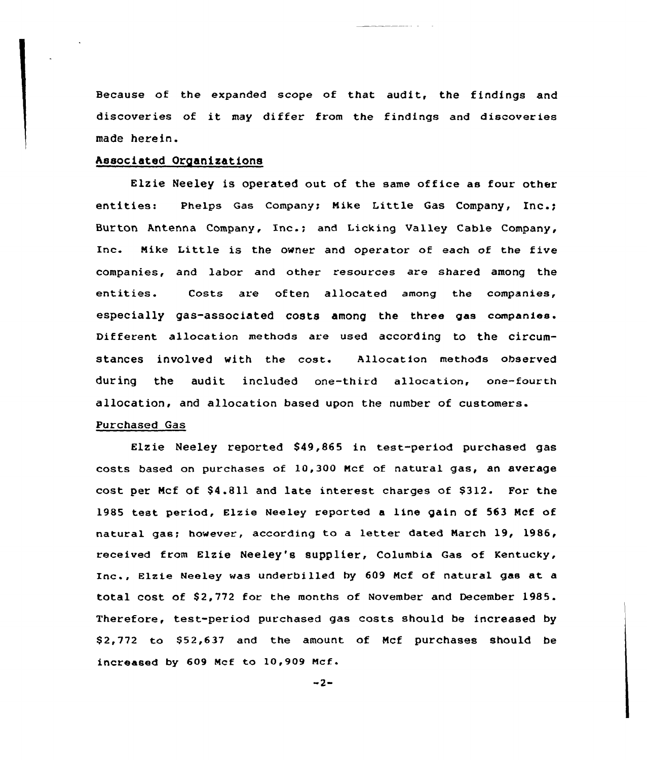Because of the expanded scope of that audit, the findings and discoveries of it may differ from the findings and discoveries made herein.

## Associated Organizations

Elzie Neeley is operated out of the same office as four other entities: Phelps Gas Company; Mike Little Gas Company, Inc.; Burton Antenna Company, Inc.; and Licking Valley Cable Company, Inc. Mike Little is the owner and operator of each of the five companies, and labor and other resources are shared among the entities. Costs are often allocated among the companies, especially gas-associated costs among the three gas companies. Different allocation methods are used according to the circumstances involved with the cost. Allocation methods observed during the audit included one-third allocation, one-fourth allocation, and allocation based upon the number of customers.

## Purchased Gas

Elzie Neeley reported $49,865 in test-period purchased gas costs based on purchases of 10,300 Mcf of natural gas, an average cost per Mcf of $4.811 and late interest charges of $312. For the 1985 test period, Elzie Neeley reported a line gain of 563 Mcf of natural gas; however, according to a letter dated March 19, 1986, received from Elzie Neeley's supplier, Columbia Gas of Kentucky, Inc., Elzie Neeley was underbilled by 609 Mcf of natural gas at a total cost of $2,772 for the months of November and December 1985. Therefore, test-period purchased gas costs should be increased by $2,772 to $52,637 and the amount of Mcf purchases should be increased by 609 Mcf to 10,909 Mcf.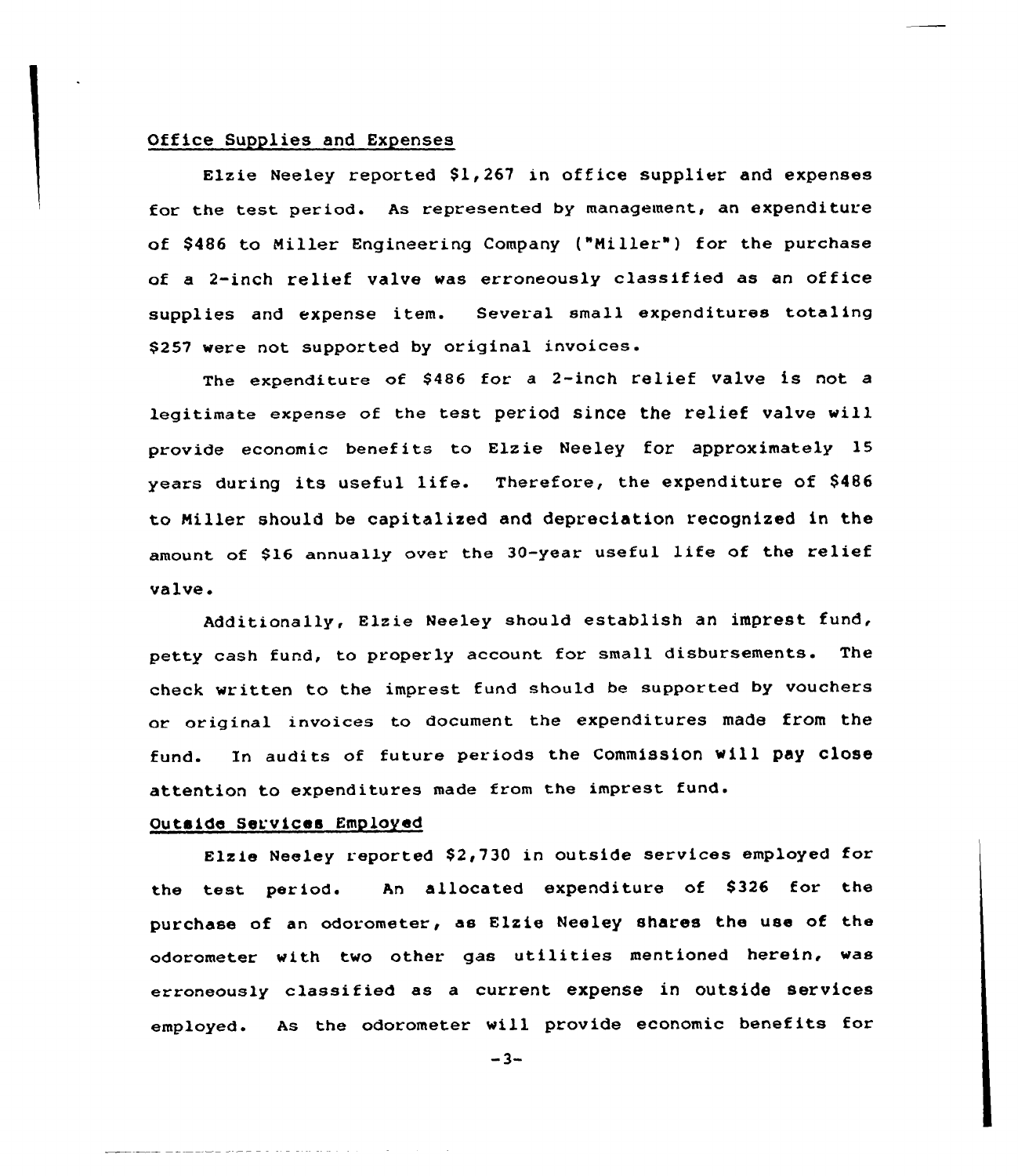Office Supplies and Expenses

Elzie Neeley reported $1,267 in office supplier and expenses for the test period. As represented by management, an expenditure of $486 to Miller Engineering Company ("Miller") for the purchase of a 2-inch relief valve was erroneously classified as an office supplies and expense item. Several small expenditures totaling $257 were not supported by original invoices.

The expenditure of $486 for a 2-inch relief valve is not a legitimate expense of the test period since the relief valve will provide economic benefits to Elzie Neeley for approximately 15 years during its useful life. Therefore, the expenditure of $486 to Miller should be capitalized and depreciation recognized in the amount of $16 annually over the 30-year useful life of the relief valve.

Additionally, Elzie Neeley should establish an imprest fund, petty cash fund, to properly account for small disbursements. The check written to the imprest fund should be supported by vouchers or original invoices to document the expenditures made from the fund. In audits of future periods the Commission will pay close attention to expenditures made from the imprest fund.

Outside Services Employed

Elzie Neeley reported $2,730 in outside services employed for the test period. An allocated expenditure of $326 for the purchase of an odorometer, as Elzie Neeley shares the use of the odorometer with two other gas utilities mentioned herein, was erroneously classified as a current expense in outside services employed. As the odorometer will provide economic benefits for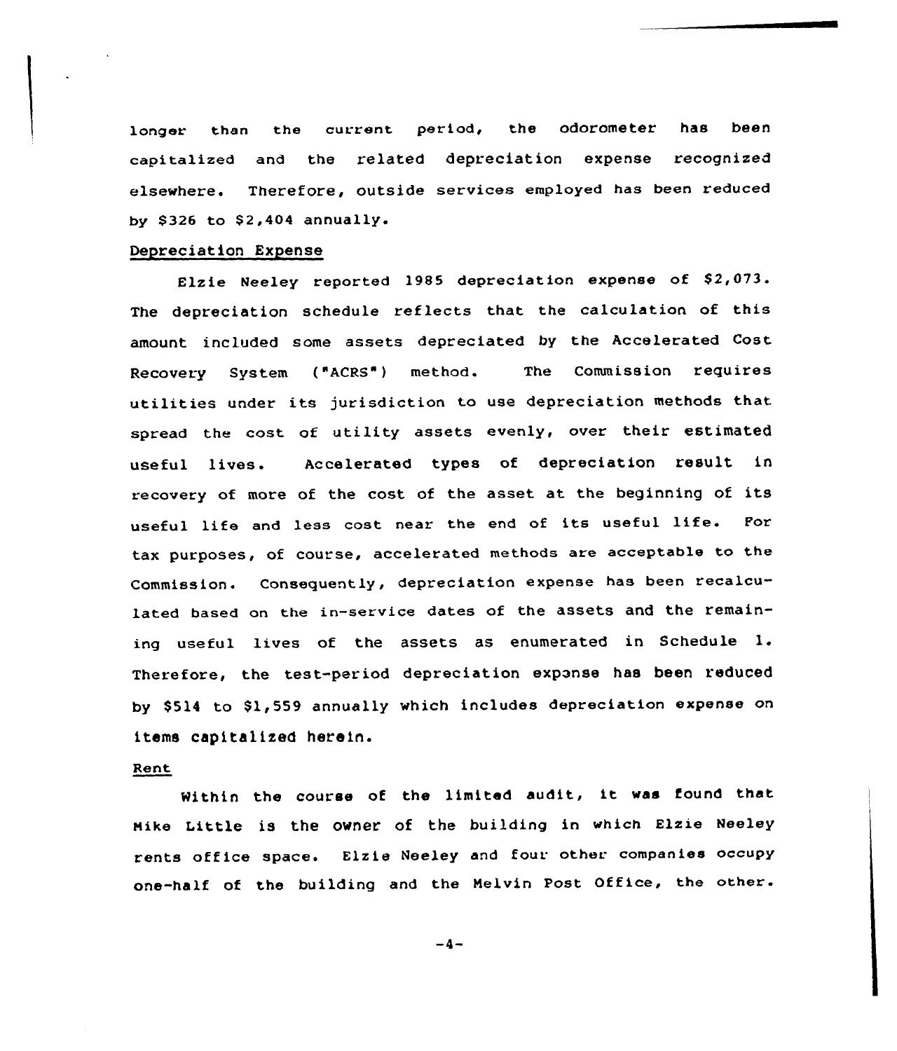longer than the current period, the odorometer has been capitalized and the related depreciation expense recognized elsewhere. Therefore, outside services employed has been reduced by $326 to $2,404 annually.

Depreciation Expense

Elzie Neeley reported 1985 depreciation expense of $2,073. The depreciation schedule reflects that the calculation of this amount included some assets depreciated by the Accelerated Cost Recovery System ("ACRS") method. The Commission requires utilities under its jurisdiction to use depreciation methods that spread the cost of utility assets evenly, over their estimated useful lives. Accelerated types of depreciation result in recovery of more of the cost of the asset at the beginning of its useful life and less cost near the end of its useful life. For tax purposes, of course, accelerated methods are acceptable to the Commission. Consequently, depreciation expense has been recalculated based on the in-service dates of the assets and the remaining useful lives of the assets as enumerated in Schedule 1. Therefore, the test-period depreciation expense has been reduced by $514 to $1,559 annually which includes depreciation expense on items capitalized herein.

Rent

Within the course of the limited audit, it was found that Mike Little is the owner of the building in which Elzie Neeley rents office space. Elzie Neeley and four other companies occupy one-half of the building and the Melvin Post Office, the other.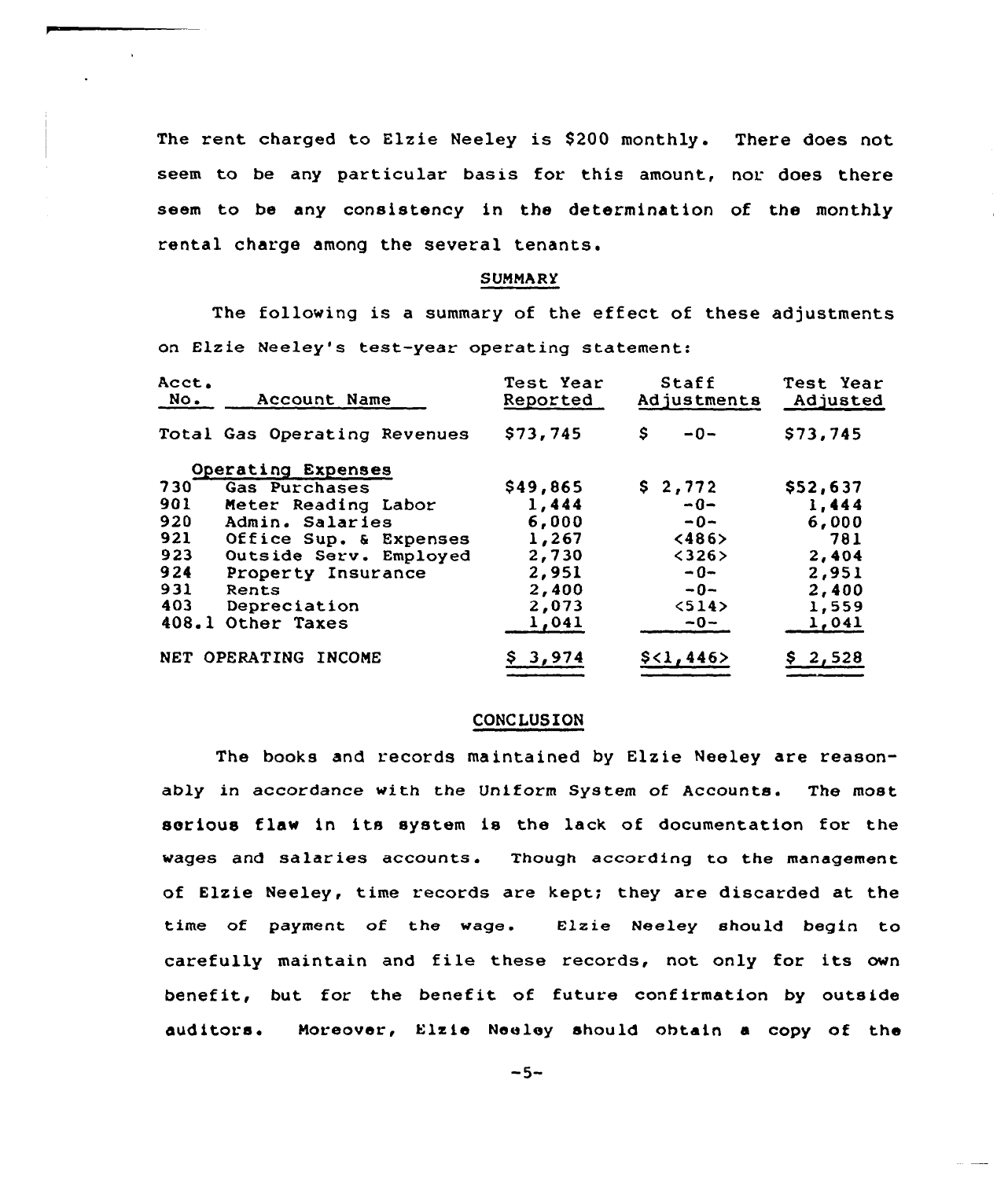The rent charged to Elzie Neeley is $200 monthly. There does not seem to be any particular basis for this amount, nor does there seem to be any consistency in the determination of the monthly rental charge among the several tenants.

## SUMMARY

The following is a summary of the effect of these adjustments on Elzie Neeley's test-year operating statement:

| Acct. No. | Account Name | Test Year Reported | Staff Adjustments | Test Year Adjusted |
|---|---|---|---|---|
| | Total Gas Operating Revenues | $73,745 | $ -0- | $73,745 |
| | Operating Expenses | | | |
| 730 | Gas Purchases | $49,865 | $ 2,772 | $52,637 |
| 901 | Meter Reading Labor | 1,444 | -0- | 1,444 |
| 920 | Admin. Salaries | 6,000 | -0- | 6,000 |
| 921 | Office Sup. & Expenses | 1,267 | <486> | 781 |
| 923 | Outside Serv. Employed | 2,730 | <326> | 2,404 |
| 924 | Property Insurance | 2,951 | -0- | 2,951 |
| 931 | Rents | 2,400 | -0- | 2,400 |
| 403 | Depreciation | 2,073 | <514> | 1,559 |
| 408.1 | Other Taxes | 1,041 | -0- | 1,041 |
| | NET OPERATING INCOME | $ 3,974 | $<1,446> | $ 2,528 |

## CONCLUSION

The books and records maintained by Elzie Neeley are reasonably in accordance with the Uniform System of Accounts. The most serious flaw in its system is the lack of documentation for the wages and salaries accounts. Though according to the management of Elzie Neeley, time records are kept; they are discarded at the time of payment of the wage. Elzie Neeley should begin to carefully maintain and file these records, not only for its own benefit, but for the benefit of future confirmation by outside auditors. Moreover, Elzie Neeley should obtain a copy of the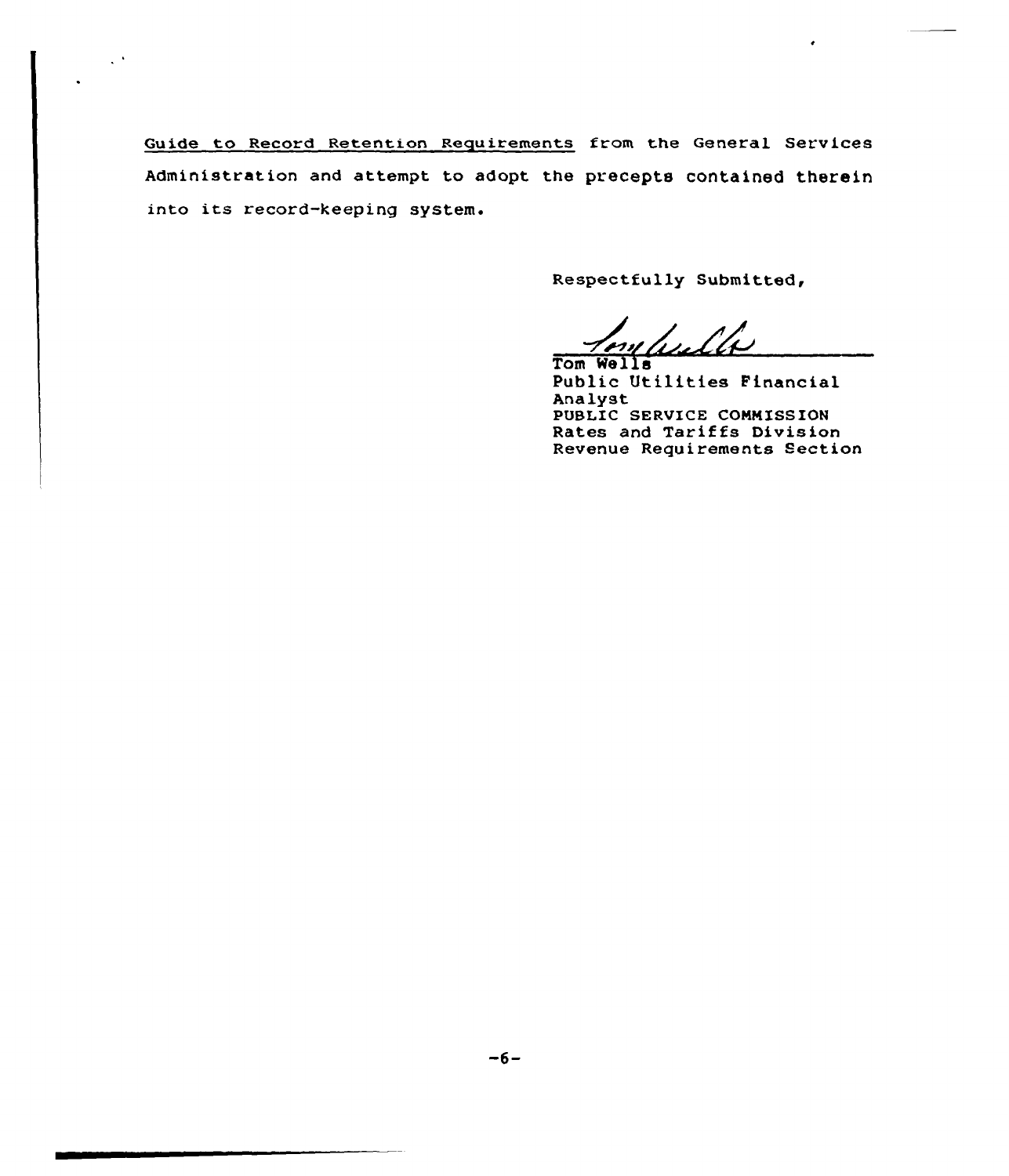Guide to Record Retention Requirements from the General Services Administration and attempt to adopt the precepts contained therein into its record-keeping system.

Respectfully Submitted,

Tom Wells
Public Utilities Financial Analyst
PUBLIC SERVICE COMMISSION
Rates and Tariffs Division
Revenue Requirements Section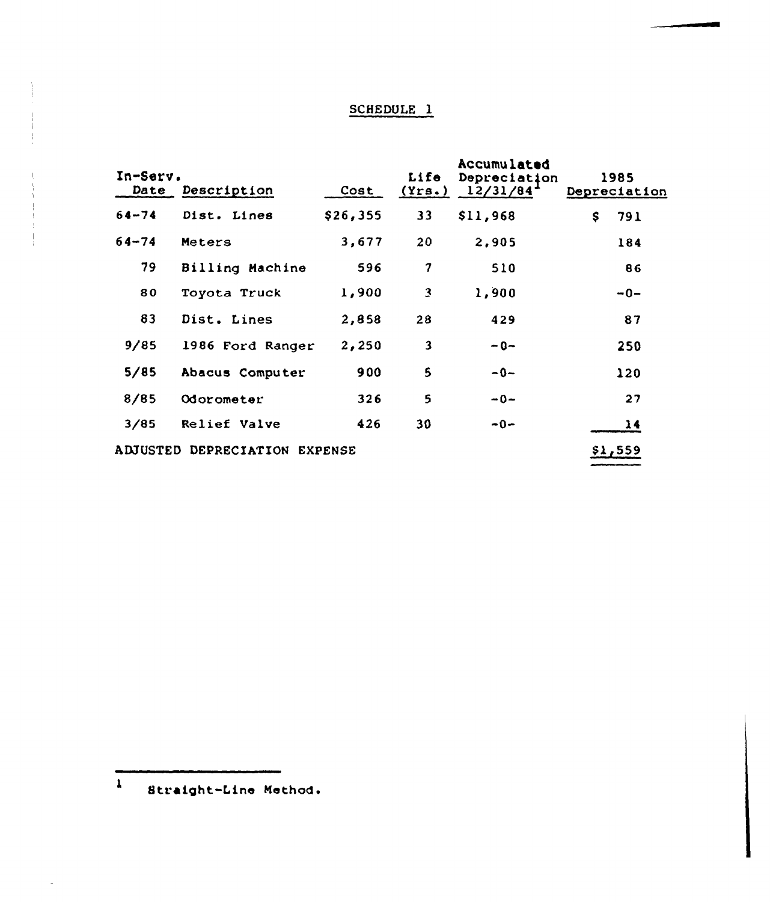SCHEDULE 1

| In-Serv. Date | Description | Cost | Life (Yrs.) | Accumulated Depreciation 12/31/84[1] | 1985 Depreciation |
|---|---|---|---|---|---|
| 64-74 | Dist. Lines | $26,355 | 33 | $11,968 | $ 791 |
| 64-74 | Meters | 3,677 | 20 | 2,905 | 184 |
| 79 | Billing Machine | 596 | 7 | 510 | 86 |
| 80 | Toyota Truck | 1,900 | 3 | 1,900 | -0- |
| 83 | Dist. Lines | 2,858 | 28 | 429 | 87 |
| 9/85 | 1986 Ford Ranger | 2,250 | 3 | -0- | 250 |
| 5/85 | Abacus Computer | 900 | 5 | -0- | 120 |
| 8/85 | Odorometer | 326 | 5 | -0- | 27 |
| 3/85 | Relief Valve | 426 | 30 | -0- | 14 |
| ADJUSTED DEPRECIATION EXPENSE | | | | | $1,559 |

[1] Straight-Line Method.